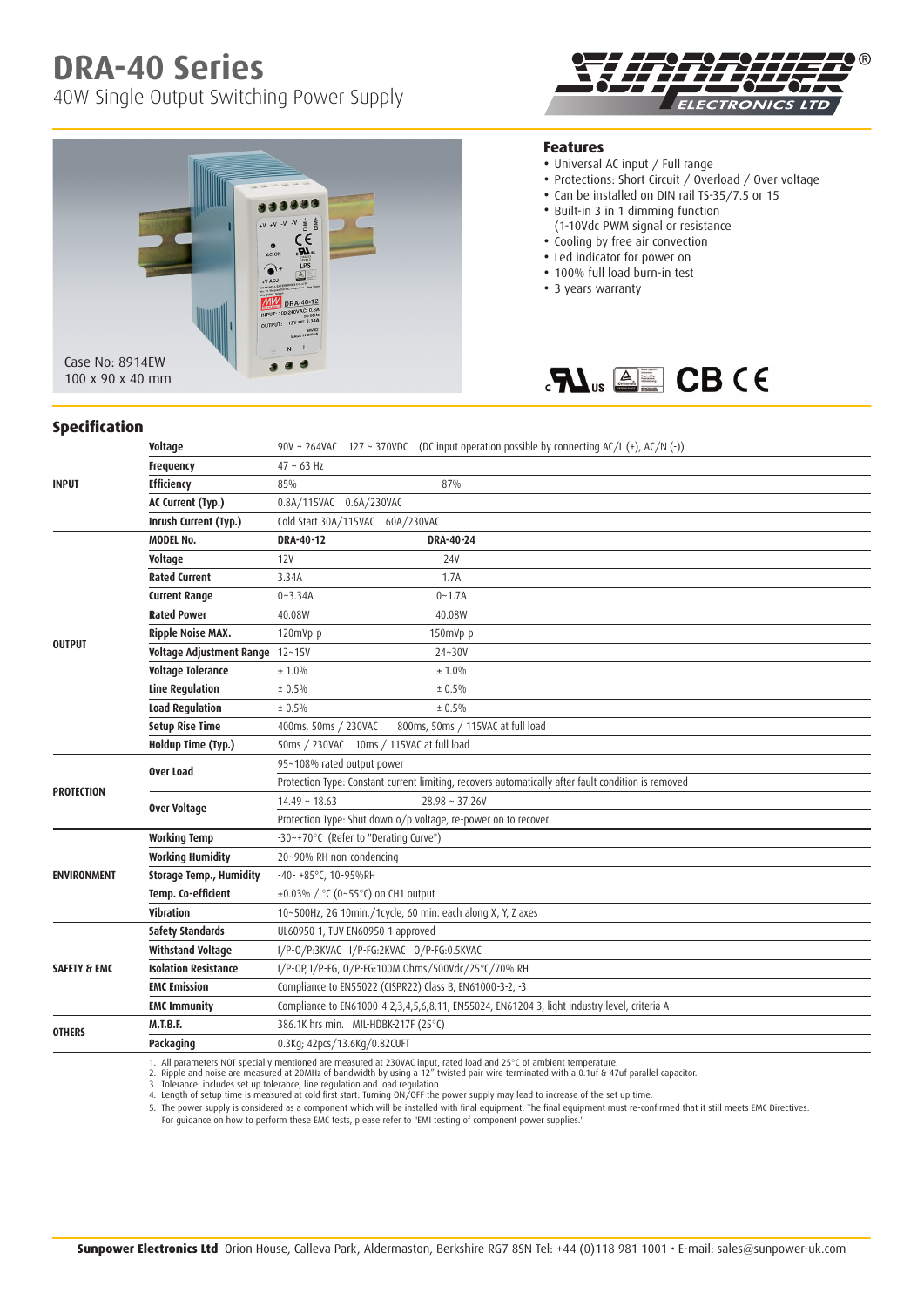# DRA-40 Series

40W Single Output Switching Power Supply

Case No: 8914EW
100 x 90 x 40 mm

## Features

- Universal AC input / Full range
- Protections: Short Circuit / Overload / Over voltage
- Can be installed on DIN rail TS-35/7.5 or 15
- Built-in 3 in 1 dimming function (1-10Vdc PWM signal or resistance
- Cooling by free air convection
- Led indicator for power on
- 100% full load burn-in test
- 3 years warranty

## Specification

| | | | |
|---|---|---|---|
| INPUT | Voltage | 90V ~ 264VAC 127 ~ 370VDC (DC input operation possible by connecting AC/L (+), AC/N (-)) | |
| | Frequency | 47 ~ 63 Hz | |
| | Efficiency | 85% | 87% |
| | AC Current (Typ.) | 0.8A/115VAC 0.6A/230VAC | |
| | Inrush Current (Typ.) | Cold Start 30A/115VAC 60A/230VAC | |
| OUTPUT | MODEL No. | DRA-40-12 | DRA-40-24 |
| | Voltage | 12V | 24V |
| | Rated Current | 3.34A | 1.7A |
| | Current Range | 0~3.34A | 0~1.7A |
| | Rated Power | 40.08W | 40.08W |
| | Ripple Noise MAX. | 120mVp-p | 150mVp-p |
| | Voltage Adjustment Range | 12~15V | 24~30V |
| | Voltage Tolerance | ± 1.0% | ± 1.0% |
| | Line Regulation | ± 0.5% | ± 0.5% |
| | Load Regulation | ± 0.5% | ± 0.5% |
| | Setup Rise Time | 400ms, 50ms / 230VAC 800ms, 50ms / 115VAC at full load | |
| | Holdup Time (Typ.) | 50ms / 230VAC 10ms / 115VAC at full load | |
| PROTECTION | Over Load | 95~108% rated output power | |
| | | Protection Type: Constant current limiting, recovers automatically after fault condition is removed | |
| | Over Voltage | 14.49 ~ 18.63 | 28.98 ~ 37.26V |
| | | Protection Type: Shut down o/p voltage, re-power on to recover | |
| ENVIRONMENT | Working Temp | -30~+70°C (Refer to "Derating Curve") | |
| | Working Humidity | 20~90% RH non-condencing | |
| | Storage Temp., Humidity | -40- +85°C, 10-95%RH | |
| | Temp. Co-efficient | ±0.03% / °C (0~55°C) on CH1 output | |
| | Vibration | 10~500Hz, 2G 10min./1cycle, 60 min. each along X, Y, Z axes | |
| SAFETY & EMC | Safety Standards | UL60950-1, TUV EN60950-1 approved | |
| | Withstand Voltage | I/P-O/P:3KVAC I/P-FG:2KVAC O/P-FG:0.5KVAC | |
| | Isolation Resistance | I/P-OP, I/P-FG, O/P-FG:100M Ohms/500Vdc/25°C/70% RH | |
| | EMC Emission | Compliance to EN55022 (CISPR22) Class B, EN61000-3-2, -3 | |
| | EMC Immunity | Compliance to EN61000-4-2,3,4,5,6,8,11, EN55024, EN61204-3, light industry level, criteria A | |
| OTHERS | M.T.B.F. | 386.1K hrs min. MIL-HDBK-217F (25°C) | |
| | Packaging | 0.3Kg; 42pcs/13.6Kg/0.82CUFT | |

1. All parameters NOT specially mentioned are measured at 230VAC input, rated load and 25°C of ambient temperature.
2. Ripple and noise are measured at 20MHz of bandwidth by using a 12" twisted pair-wire terminated with a 0.1uf & 47uf parallel capacitor.
3. Tolerance: includes set up tolerance, line regulation and load regulation.
4. Length of setup time is measured at cold first start. Turning ON/OFF the power supply may lead to increase of the set up time.
5. The power supply is considered as a component which will be installed with final equipment. The final equipment must re-confirmed that it still meets EMC Directives. For guidance on how to perform these EMC tests, please refer to "EMI testing of component power supplies."

**Sunpower Electronics Ltd** Orion House, Calleva Park, Aldermaston, Berkshire RG7 8SN Tel: +44 (0)118 981 1001 • E-mail: sales@sunpower-uk.com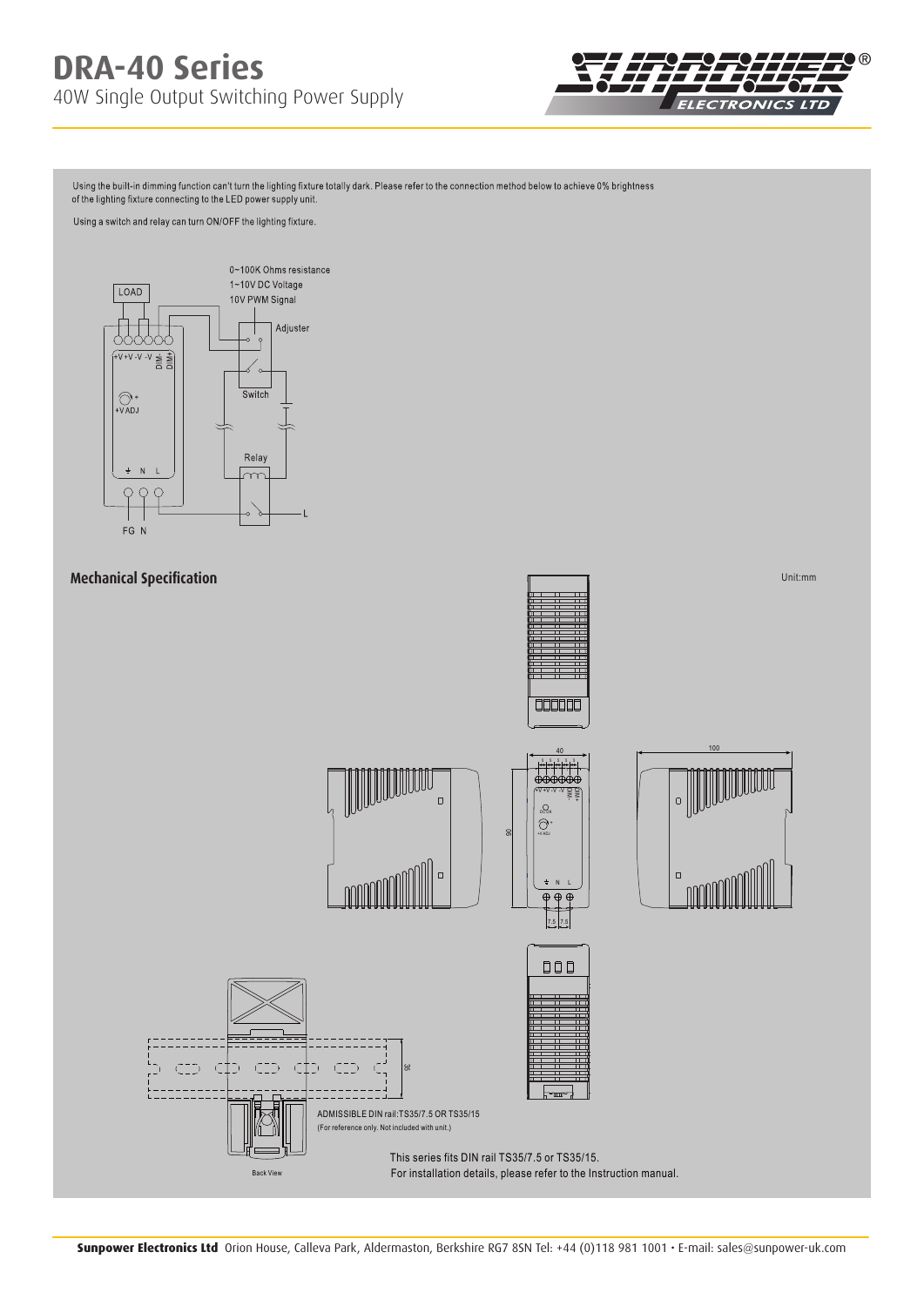# DRA-40 Series

40W Single Output Switching Power Supply

Using the built-in dimming function can't turn the lighting fixture totally dark. Please refer to the connection method below to achieve 0% brightness of the lighting fixture connecting to the LED power supply unit.

Using a switch and relay can turn ON/OFF the lighting fixture.

0~100K Ohms resistance
1~10V DC Voltage
10V PWM Signal

LOAD

Adjuster

Switch

Relay

+V +V -V -V DIM- DIM+

+V ADJ

FG N L

## Mechanical Specification

Unit:mm

40

100

90

7.5 7.5

35

ADMISSIBLE DIN rail:TS35/7.5 OR TS35/15
(For reference only. Not included with unit.)

Back View

This series fits DIN rail TS35/7.5 or TS35/15.
For installation details, please refer to the Instruction manual.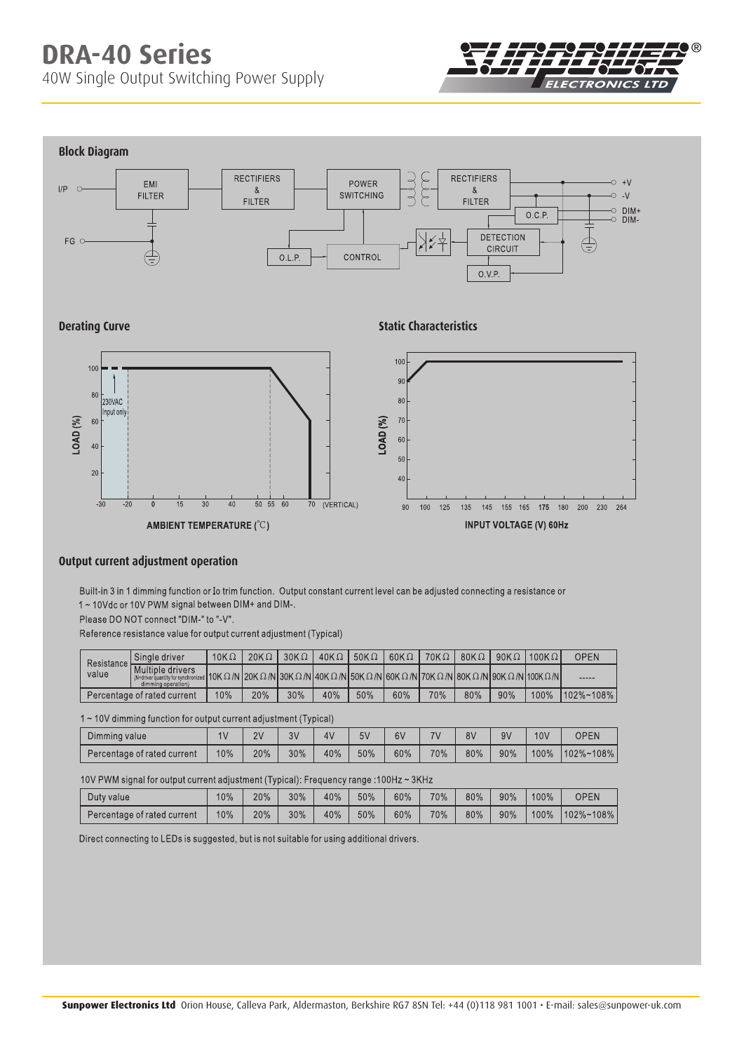# DRA-40 Series

40W Single Output Switching Power Supply

## Block Diagram

I/P
FG
EMI FILTER
RECTIFIERS & FILTER
POWER SWITCHING
RECTIFIERS & FILTER
O.C.P.
DETECTION CIRCUIT
O.V.P.
O.L.P.
CONTROL
+V
-V
DIM+
DIM-

## Derating Curve

LOAD (%)
100
80
60
40
20
230VAC Input only
-30 -20 0 15 30 40 50 55 60 70 (VERTICAL)
AMBIENT TEMPERATURE (℃)

## Static Characteristics

LOAD (%)
100
90
80
70
60
50
40
90 100 125 135 145 155 165 175 180 200 230 264
INPUT VOLTAGE (V) 60Hz

## Output current adjustment operation

Built-in 3 in 1 dimming function or Io trim function. Output constant current level can be adjusted connecting a resistance or 1 ~ 10Vdc or 10V PWM signal between DIM+ and DIM-.

Please DO NOT connect "DIM-" to "-V".

Reference resistance value for output current adjustment (Typical)

| Resistance value | | | | | | | | | | | | |
|---|---|---|---|---|---|---|---|---|---|---|---|---|
| Resistance value | Single driver | 10KΩ | 20KΩ | 30KΩ | 40KΩ | 50KΩ | 60KΩ | 70KΩ | 80KΩ | 90KΩ | 100KΩ | OPEN |
| | Multiple drivers (N=driver quantity for synchronized dimming operation) | 10KΩ/N | 20KΩ/N | 30KΩ/N | 40KΩ/N | 50KΩ/N | 60KΩ/N | 70KΩ/N | 80KΩ/N | 90KΩ/N | 100KΩ/N | ----- |
| Percentage of rated current | | 10% | 20% | 30% | 40% | 50% | 60% | 70% | 80% | 90% | 100% | 102%~108% |

1 ~ 10V dimming function for output current adjustment (Typical)

| Dimming value | 1V | 2V | 3V | 4V | 5V | 6V | 7V | 8V | 9V | 10V | OPEN |
|---|---|---|---|---|---|---|---|---|---|---|---|
| Percentage of rated current | 10% | 20% | 30% | 40% | 50% | 60% | 70% | 80% | 90% | 100% | 102%~108% |

10V PWM signal for output current adjustment (Typical): Frequency range :100Hz ~ 3KHz

| Duty value | 10% | 20% | 30% | 40% | 50% | 60% | 70% | 80% | 90% | 100% | OPEN |
|---|---|---|---|---|---|---|---|---|---|---|---|
| Percentage of rated current | 10% | 20% | 30% | 40% | 50% | 60% | 70% | 80% | 90% | 100% | 102%~108% |

Direct connecting to LEDs is suggested, but is not suitable for using additional drivers.